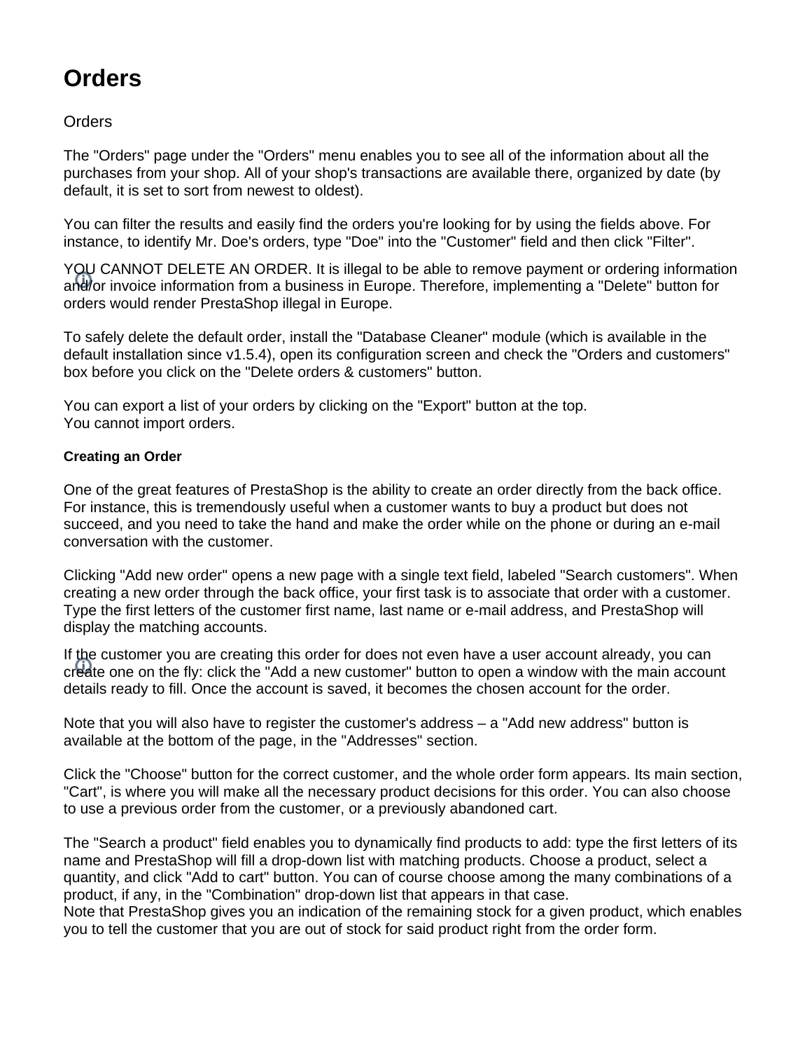# Orders

Orders

The "Orders" page under the "Orders" menu enables you to see all of the information about all the purchases from your shop. All of your shop's transactions are available there, organized by date (by default, it is set to sort from newest to oldest).

You can filter the results and easily find the orders you're looking for by using the fields above. For instance, to identify Mr. Doe's orders, type "Doe" into the "Customer" field and then click "Filter".

YOU CANNOT DELETE AN ORDER. It is illegal to be able to remove payment or ordering information and/or invoice information from a business in Europe. Therefore, implementing a "Delete" button for orders would render PrestaShop illegal in Europe.

To safely delete the default order, install the "Database Cleaner" module (which is available in the default installation since v1.5.4), open its configuration screen and check the "Orders and customers" box before you click on the "Delete orders & customers" button.

You can export a list of your orders by clicking on the "Export" button at the top.
You cannot import orders.

#### Creating an Order

One of the great features of PrestaShop is the ability to create an order directly from the back office. For instance, this is tremendously useful when a customer wants to buy a product but does not succeed, and you need to take the hand and make the order while on the phone or during an e-mail conversation with the customer.

Clicking "Add new order" opens a new page with a single text field, labeled "Search customers". When creating a new order through the back office, your first task is to associate that order with a customer. Type the first letters of the customer first name, last name or e-mail address, and PrestaShop will display the matching accounts.

If the customer you are creating this order for does not even have a user account already, you can create one on the fly: click the "Add a new customer" button to open a window with the main account details ready to fill. Once the account is saved, it becomes the chosen account for the order.

Note that you will also have to register the customer's address – a "Add new address" button is available at the bottom of the page, in the "Addresses" section.

Click the "Choose" button for the correct customer, and the whole order form appears. Its main section, "Cart", is where you will make all the necessary product decisions for this order. You can also choose to use a previous order from the customer, or a previously abandoned cart.

The "Search a product" field enables you to dynamically find products to add: type the first letters of its name and PrestaShop will fill a drop-down list with matching products. Choose a product, select a quantity, and click "Add to cart" button. You can of course choose among the many combinations of a product, if any, in the "Combination" drop-down list that appears in that case.
Note that PrestaShop gives you an indication of the remaining stock for a given product, which enables you to tell the customer that you are out of stock for said product right from the order form.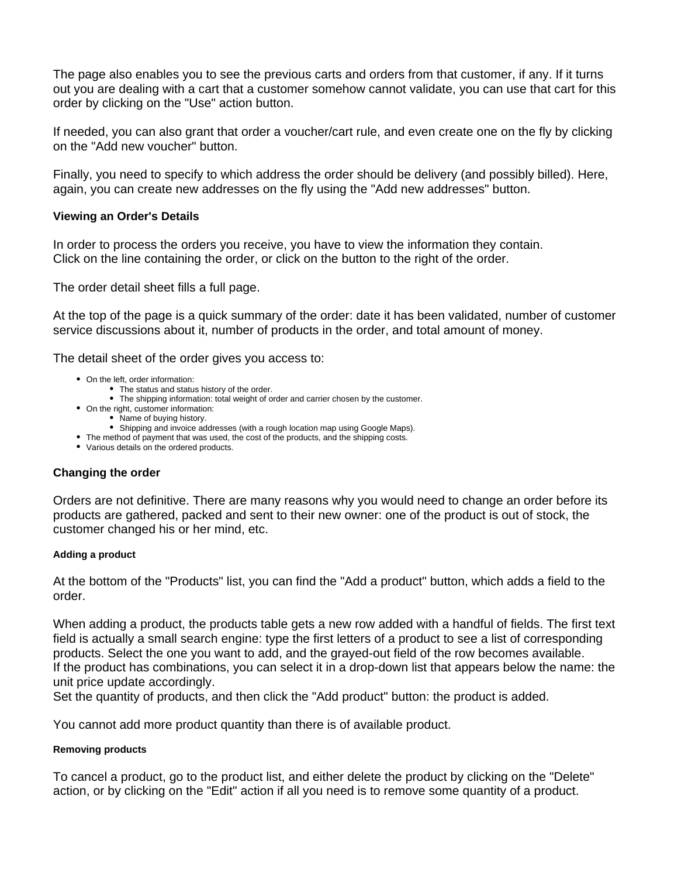The page also enables you to see the previous carts and orders from that customer, if any. If it turns out you are dealing with a cart that a customer somehow cannot validate, you can use that cart for this order by clicking on the "Use" action button.

If needed, you can also grant that order a voucher/cart rule, and even create one on the fly by clicking on the "Add new voucher" button.

Finally, you need to specify to which address the order should be delivery (and possibly billed). Here, again, you can create new addresses on the fly using the "Add new addresses" button.

### Viewing an Order's Details

In order to process the orders you receive, you have to view the information they contain.
Click on the line containing the order, or click on the button to the right of the order.

The order detail sheet fills a full page.

At the top of the page is a quick summary of the order: date it has been validated, number of customer service discussions about it, number of products in the order, and total amount of money.

The detail sheet of the order gives you access to:

- On the left, order information:
  - The status and status history of the order.
  - The shipping information: total weight of order and carrier chosen by the customer.
- On the right, customer information:
  - Name of buying history.
  - Shipping and invoice addresses (with a rough location map using Google Maps).
- The method of payment that was used, the cost of the products, and the shipping costs.
- Various details on the ordered products.

### Changing the order

Orders are not definitive. There are many reasons why you would need to change an order before its products are gathered, packed and sent to their new owner: one of the product is out of stock, the customer changed his or her mind, etc.

#### Adding a product

At the bottom of the "Products" list, you can find the "Add a product" button, which adds a field to the order.

When adding a product, the products table gets a new row added with a handful of fields. The first text field is actually a small search engine: type the first letters of a product to see a list of corresponding products. Select the one you want to add, and the grayed-out field of the row becomes available.
If the product has combinations, you can select it in a drop-down list that appears below the name: the unit price update accordingly.
Set the quantity of products, and then click the "Add product" button: the product is added.

You cannot add more product quantity than there is of available product.

#### Removing products

To cancel a product, go to the product list, and either delete the product by clicking on the "Delete" action, or by clicking on the "Edit" action if all you need is to remove some quantity of a product.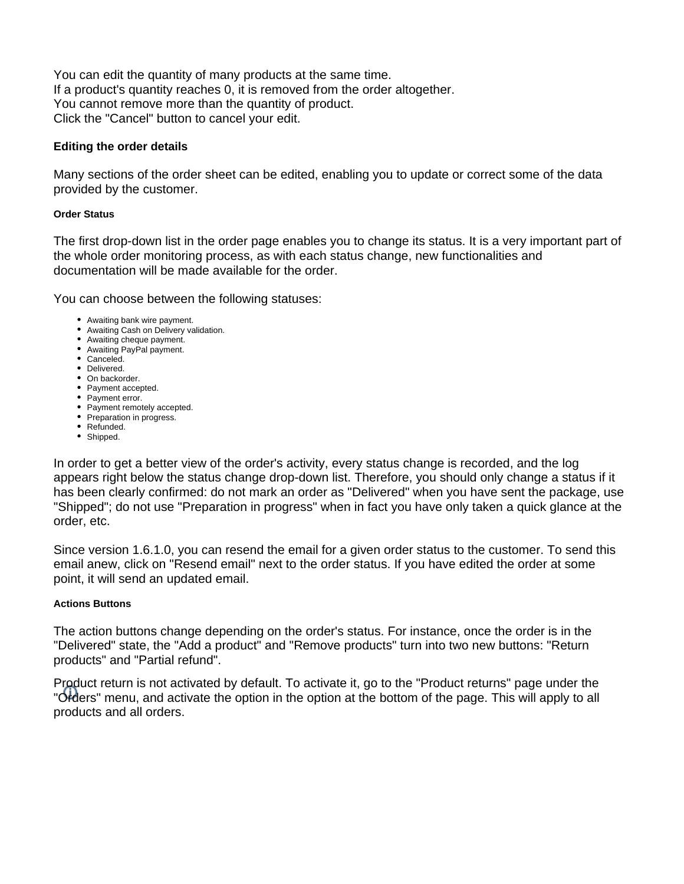You can edit the quantity of many products at the same time.
If a product's quantity reaches 0, it is removed from the order altogether.
You cannot remove more than the quantity of product.
Click the "Cancel" button to cancel your edit.

### Editing the order details

Many sections of the order sheet can be edited, enabling you to update or correct some of the data provided by the customer.

#### Order Status

The first drop-down list in the order page enables you to change its status. It is a very important part of the whole order monitoring process, as with each status change, new functionalities and documentation will be made available for the order.

You can choose between the following statuses:

- Awaiting bank wire payment.
- Awaiting Cash on Delivery validation.
- Awaiting cheque payment.
- Awaiting PayPal payment.
- Canceled.
- Delivered.
- On backorder.
- Payment accepted.
- Payment error.
- Payment remotely accepted.
- Preparation in progress.
- Refunded.
- Shipped.

In order to get a better view of the order's activity, every status change is recorded, and the log appears right below the status change drop-down list. Therefore, you should only change a status if it has been clearly confirmed: do not mark an order as "Delivered" when you have sent the package, use "Shipped"; do not use "Preparation in progress" when in fact you have only taken a quick glance at the order, etc.

Since version 1.6.1.0, you can resend the email for a given order status to the customer. To send this email anew, click on "Resend email" next to the order status. If you have edited the order at some point, it will send an updated email.

#### Actions Buttons

The action buttons change depending on the order's status. For instance, once the order is in the "Delivered" state, the "Add a product" and "Remove products" turn into two new buttons: "Return products" and "Partial refund".

Product return is not activated by default. To activate it, go to the "Product returns" page under the "Orders" menu, and activate the option in the option at the bottom of the page. This will apply to all products and all orders.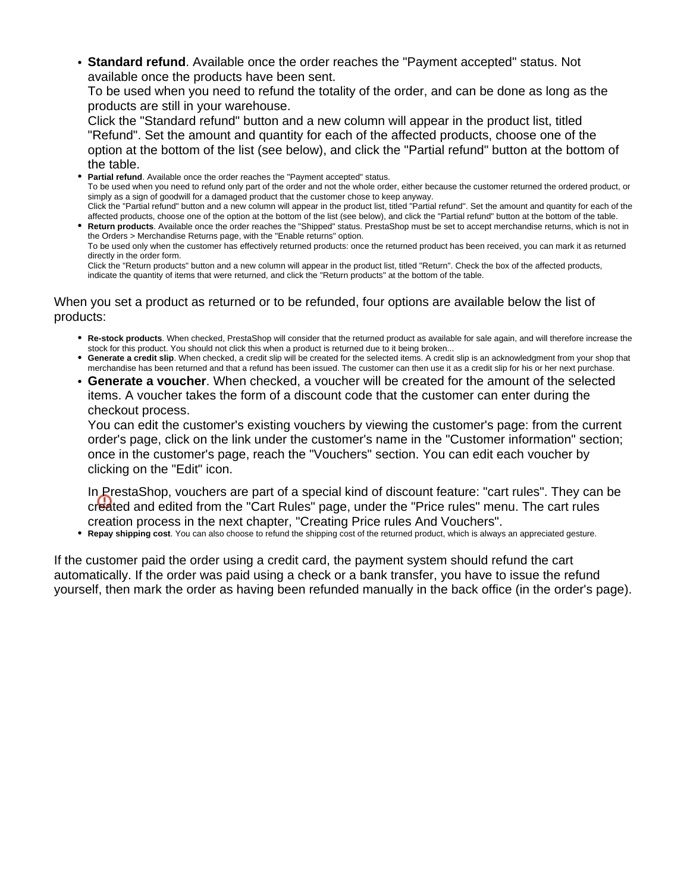- **Standard refund**. Available once the order reaches the "Payment accepted" status. Not available once the products have been sent.
  To be used when you need to refund the totality of the order, and can be done as long as the products are still in your warehouse.
  Click the "Standard refund" button and a new column will appear in the product list, titled "Refund". Set the amount and quantity for each of the affected products, choose one of the option at the bottom of the list (see below), and click the "Partial refund" button at the bottom of the table.
- **Partial refund**. Available once the order reaches the "Payment accepted" status.
  To be used when you need to refund only part of the order and not the whole order, either because the customer returned the ordered product, or simply as a sign of goodwill for a damaged product that the customer chose to keep anyway.
  Click the "Partial refund" button and a new column will appear in the product list, titled "Partial refund". Set the amount and quantity for each of the affected products, choose one of the option at the bottom of the list (see below), and click the "Partial refund" button at the bottom of the table.
- **Return products**. Available once the order reaches the "Shipped" status. PrestaShop must be set to accept merchandise returns, which is not in the Orders > Merchandise Returns page, with the "Enable returns" option.
  To be used only when the customer has effectively returned products: once the returned product has been received, you can mark it as returned directly in the order form.
  Click the "Return products" button and a new column will appear in the product list, titled "Return". Check the box of the affected products, indicate the quantity of items that were returned, and click the "Return products" at the bottom of the table.

When you set a product as returned or to be refunded, four options are available below the list of products:

- **Re-stock products**. When checked, PrestaShop will consider that the returned product as available for sale again, and will therefore increase the stock for this product. You should not click this when a product is returned due to it being broken...
- **Generate a credit slip**. When checked, a credit slip will be created for the selected items. A credit slip is an acknowledgment from your shop that merchandise has been returned and that a refund has been issued. The customer can then use it as a credit slip for his or her next purchase.
- **Generate a voucher**. When checked, a voucher will be created for the amount of the selected items. A voucher takes the form of a discount code that the customer can enter during the checkout process.
  You can edit the customer's existing vouchers by viewing the customer's page: from the current order's page, click on the link under the customer's name in the "Customer information" section; once in the customer's page, reach the "Vouchers" section. You can edit each voucher by clicking on the "Edit" icon.

  In PrestaShop, vouchers are part of a special kind of discount feature: "cart rules". They can be created and edited from the "Cart Rules" page, under the "Price rules" menu. The cart rules creation process in the next chapter, "Creating Price rules And Vouchers".
- **Repay shipping cost**. You can also choose to refund the shipping cost of the returned product, which is always an appreciated gesture.

If the customer paid the order using a credit card, the payment system should refund the cart automatically. If the order was paid using a check or a bank transfer, you have to issue the refund yourself, then mark the order as having been refunded manually in the back office (in the order's page).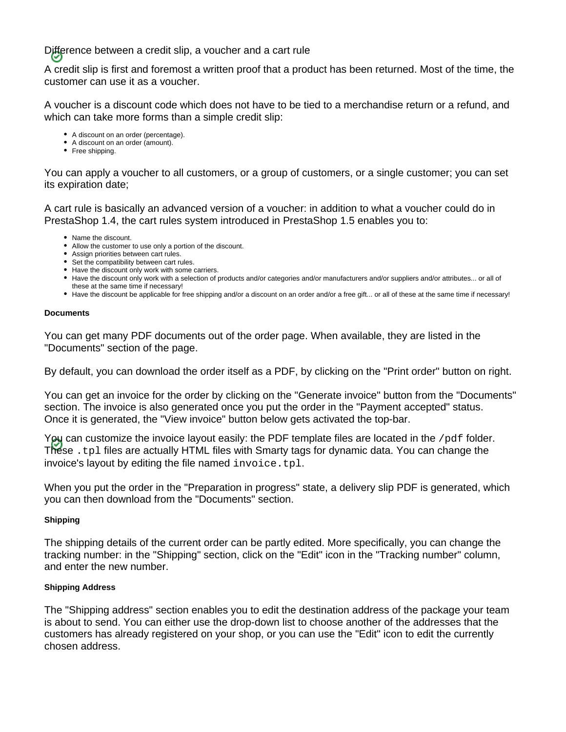Difference between a credit slip, a voucher and a cart rule

A credit slip is first and foremost a written proof that a product has been returned. Most of the time, the customer can use it as a voucher.

A voucher is a discount code which does not have to be tied to a merchandise return or a refund, and which can take more forms than a simple credit slip:

- A discount on an order (percentage).
- A discount on an order (amount).
- Free shipping.

You can apply a voucher to all customers, or a group of customers, or a single customer; you can set its expiration date;

A cart rule is basically an advanced version of a voucher: in addition to what a voucher could do in PrestaShop 1.4, the cart rules system introduced in PrestaShop 1.5 enables you to:

- Name the discount.
- Allow the customer to use only a portion of the discount.
- Assign priorities between cart rules.
- Set the compatibility between cart rules.
- Have the discount only work with some carriers.
- Have the discount only work with a selection of products and/or categories and/or manufacturers and/or suppliers and/or attributes... or all of these at the same time if necessary!
- Have the discount be applicable for free shipping and/or a discount on an order and/or a free gift... or all of these at the same time if necessary!

#### Documents

You can get many PDF documents out of the order page. When available, they are listed in the "Documents" section of the page.

By default, you can download the order itself as a PDF, by clicking on the "Print order" button on right.

You can get an invoice for the order by clicking on the "Generate invoice" button from the "Documents" section. The invoice is also generated once you put the order in the "Payment accepted" status. Once it is generated, the "View invoice" button below gets activated the top-bar.

You can customize the invoice layout easily: the PDF template files are located in the `/pdf` folder. These `.tpl` files are actually HTML files with Smarty tags for dynamic data. You can change the invoice's layout by editing the file named `invoice.tpl`.

When you put the order in the "Preparation in progress" state, a delivery slip PDF is generated, which you can then download from the "Documents" section.

#### Shipping

The shipping details of the current order can be partly edited. More specifically, you can change the tracking number: in the "Shipping" section, click on the "Edit" icon in the "Tracking number" column, and enter the new number.

#### Shipping Address

The "Shipping address" section enables you to edit the destination address of the package your team is about to send. You can either use the drop-down list to choose another of the addresses that the customers has already registered on your shop, or you can use the "Edit" icon to edit the currently chosen address.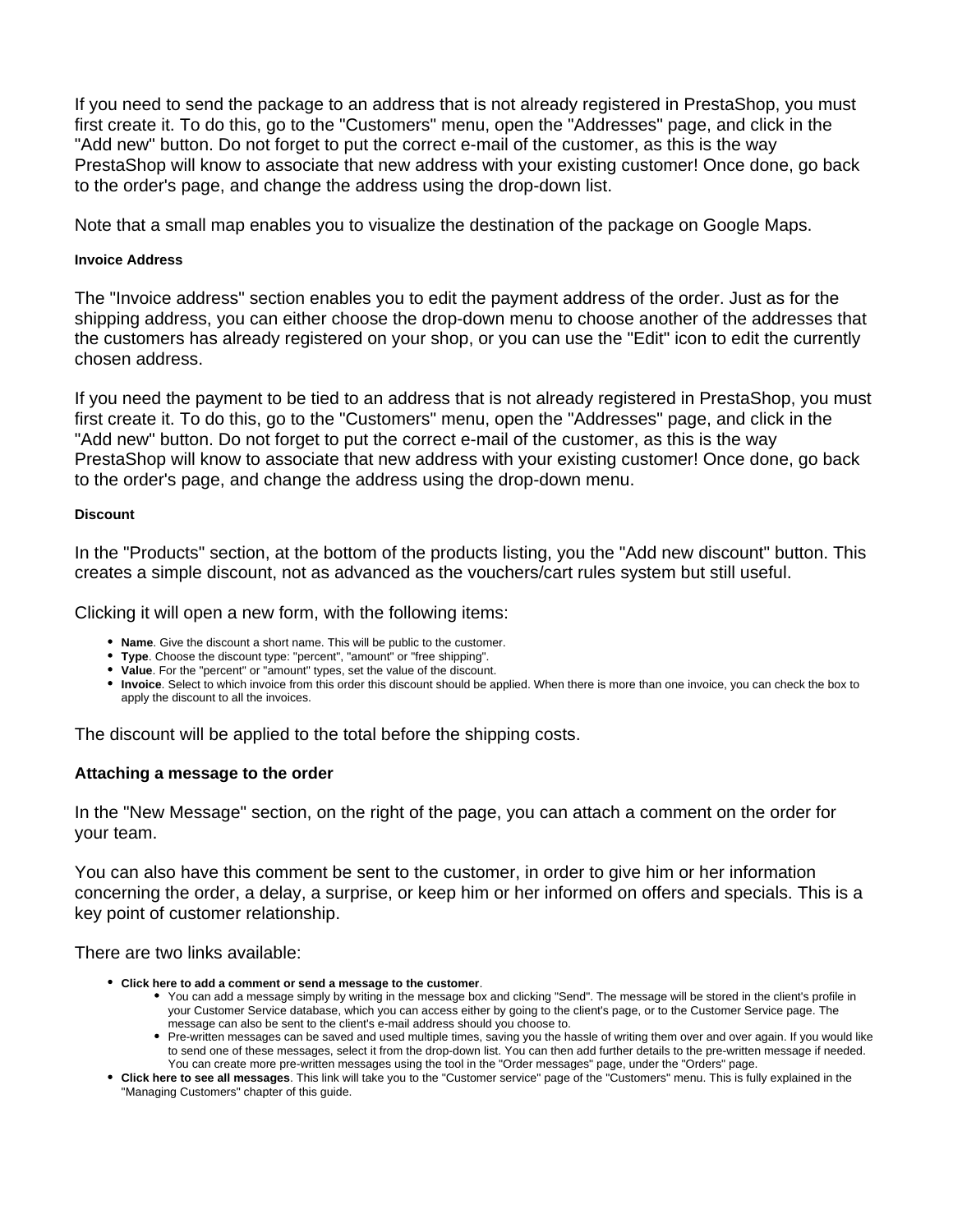If you need to send the package to an address that is not already registered in PrestaShop, you must first create it. To do this, go to the "Customers" menu, open the "Addresses" page, and click in the "Add new" button. Do not forget to put the correct e-mail of the customer, as this is the way PrestaShop will know to associate that new address with your existing customer! Once done, go back to the order's page, and change the address using the drop-down list.

Note that a small map enables you to visualize the destination of the package on Google Maps.

##### Invoice Address

The "Invoice address" section enables you to edit the payment address of the order. Just as for the shipping address, you can either choose the drop-down menu to choose another of the addresses that the customers has already registered on your shop, or you can use the "Edit" icon to edit the currently chosen address.

If you need the payment to be tied to an address that is not already registered in PrestaShop, you must first create it. To do this, go to the "Customers" menu, open the "Addresses" page, and click in the "Add new" button. Do not forget to put the correct e-mail of the customer, as this is the way PrestaShop will know to associate that new address with your existing customer! Once done, go back to the order's page, and change the address using the drop-down menu.

##### Discount

In the "Products" section, at the bottom of the products listing, you the "Add new discount" button. This creates a simple discount, not as advanced as the vouchers/cart rules system but still useful.

Clicking it will open a new form, with the following items:

- **Name**. Give the discount a short name. This will be public to the customer.
- **Type**. Choose the discount type: "percent", "amount" or "free shipping".
- **Value**. For the "percent" or "amount" types, set the value of the discount.
- **Invoice**. Select to which invoice from this order this discount should be applied. When there is more than one invoice, you can check the box to apply the discount to all the invoices.

The discount will be applied to the total before the shipping costs.

#### Attaching a message to the order

In the "New Message" section, on the right of the page, you can attach a comment on the order for your team.

You can also have this comment be sent to the customer, in order to give him or her information concerning the order, a delay, a surprise, or keep him or her informed on offers and specials. This is a key point of customer relationship.

There are two links available:

- **Click here to add a comment or send a message to the customer**.
  - You can add a message simply by writing in the message box and clicking "Send". The message will be stored in the client's profile in your Customer Service database, which you can access either by going to the client's page, or to the Customer Service page. The message can also be sent to the client's e-mail address should you choose to.
  - Pre-written messages can be saved and used multiple times, saving you the hassle of writing them over and over again. If you would like to send one of these messages, select it from the drop-down list. You can then add further details to the pre-written message if needed. You can create more pre-written messages using the tool in the "Order messages" page, under the "Orders" page.
- **Click here to see all messages**. This link will take you to the "Customer service" page of the "Customers" menu. This is fully explained in the "Managing Customers" chapter of this guide.